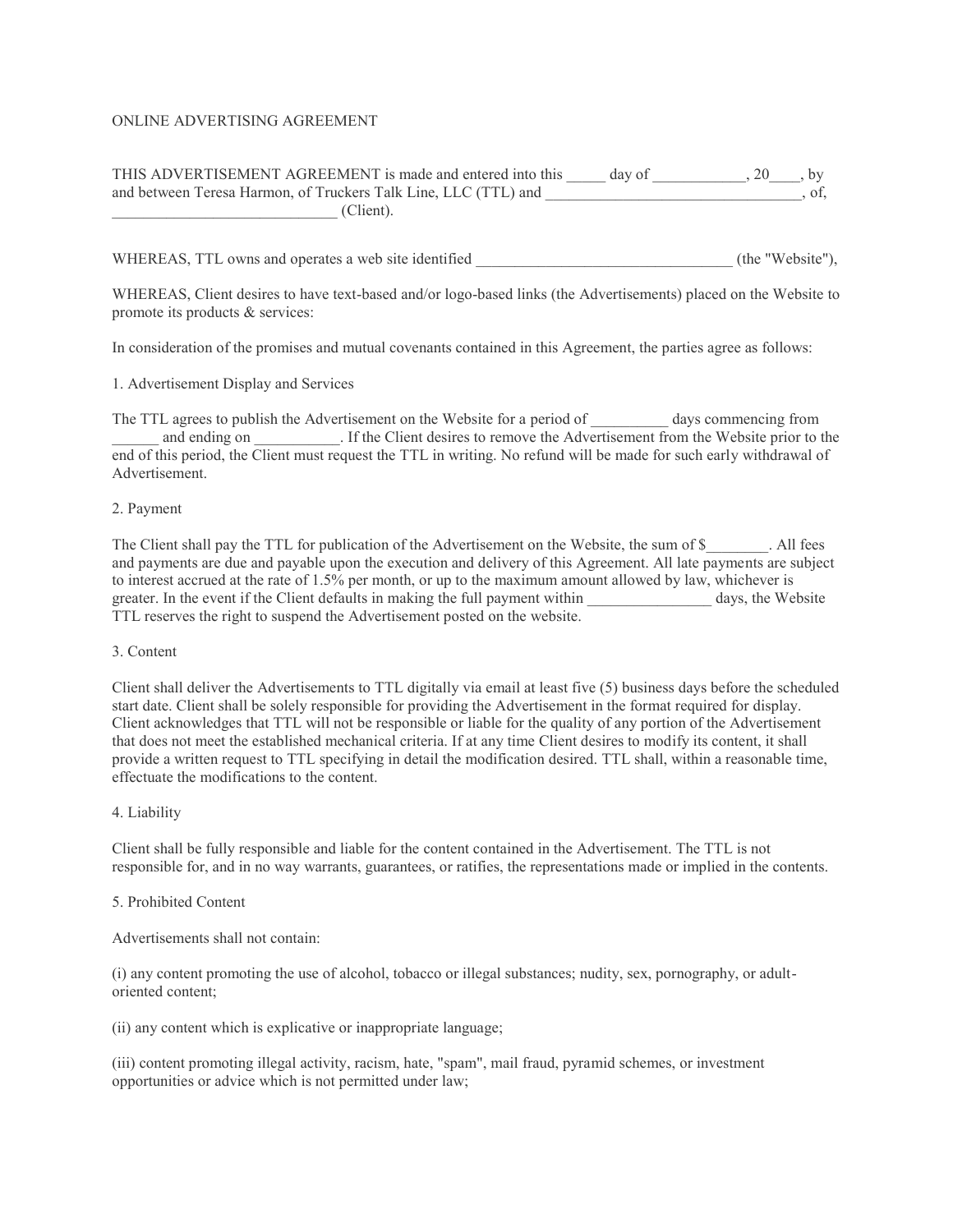# ONLINE ADVERTISING AGREEMENT

THIS ADVERTISEMENT AGREEMENT is made and entered into this _____ day of ____________, 20____, by and between Teresa Harmon, of Truckers Talk Line, LLC (TTL) and _________________________________, of, _____________________________ (Client).

WHEREAS, TTL owns and operates a web site identified _________________________________ (the "Website"),

WHEREAS, Client desires to have text-based and/or logo-based links (the Advertisements) placed on the Website to promote its products & services:

In consideration of the promises and mutual covenants contained in this Agreement, the parties agree as follows:

## 1. Advertisement Display and Services

The TTL agrees to publish the Advertisement on the Website for a period of __________ days commencing from ______ and ending on ___________. If the Client desires to remove the Advertisement from the Website prior to the end of this period, the Client must request the TTL in writing. No refund will be made for such early withdrawal of Advertisement.

## 2. Payment

The Client shall pay the TTL for publication of the Advertisement on the Website, the sum of $________. All fees and payments are due and payable upon the execution and delivery of this Agreement. All late payments are subject to interest accrued at the rate of 1.5% per month, or up to the maximum amount allowed by law, whichever is greater. In the event if the Client defaults in making the full payment within ________________ days, the Website TTL reserves the right to suspend the Advertisement posted on the website.

## 3. Content

Client shall deliver the Advertisements to TTL digitally via email at least five (5) business days before the scheduled start date. Client shall be solely responsible for providing the Advertisement in the format required for display. Client acknowledges that TTL will not be responsible or liable for the quality of any portion of the Advertisement that does not meet the established mechanical criteria. If at any time Client desires to modify its content, it shall provide a written request to TTL specifying in detail the modification desired. TTL shall, within a reasonable time, effectuate the modifications to the content.

## 4. Liability

Client shall be fully responsible and liable for the content contained in the Advertisement. The TTL is not responsible for, and in no way warrants, guarantees, or ratifies, the representations made or implied in the contents.

## 5. Prohibited Content

Advertisements shall not contain:

(i) any content promoting the use of alcohol, tobacco or illegal substances; nudity, sex, pornography, or adult-oriented content;

(ii) any content which is explicative or inappropriate language;

(iii) content promoting illegal activity, racism, hate, "spam", mail fraud, pyramid schemes, or investment opportunities or advice which is not permitted under law;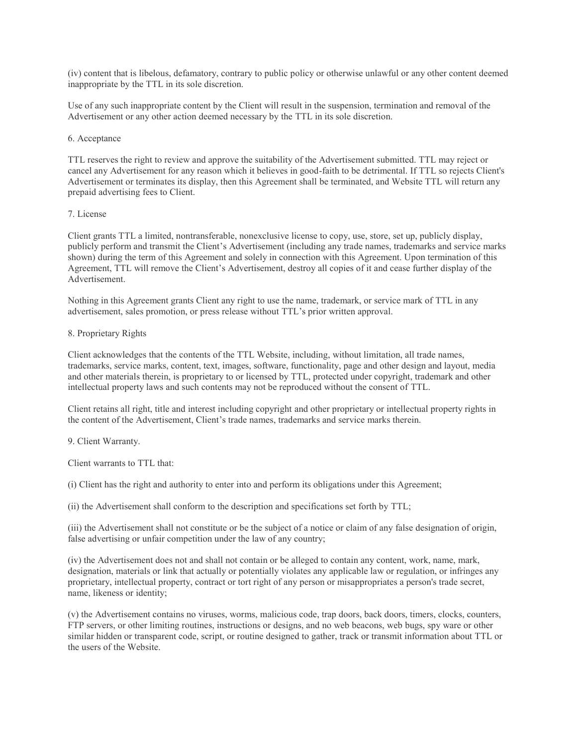(iv) content that is libelous, defamatory, contrary to public policy or otherwise unlawful or any other content deemed inappropriate by the TTL in its sole discretion.

Use of any such inappropriate content by the Client will result in the suspension, termination and removal of the Advertisement or any other action deemed necessary by the TTL in its sole discretion.

6. Acceptance

TTL reserves the right to review and approve the suitability of the Advertisement submitted. TTL may reject or cancel any Advertisement for any reason which it believes in good-faith to be detrimental. If TTL so rejects Client's Advertisement or terminates its display, then this Agreement shall be terminated, and Website TTL will return any prepaid advertising fees to Client.

7. License

Client grants TTL a limited, nontransferable, nonexclusive license to copy, use, store, set up, publicly display, publicly perform and transmit the Client's Advertisement (including any trade names, trademarks and service marks shown) during the term of this Agreement and solely in connection with this Agreement. Upon termination of this Agreement, TTL will remove the Client's Advertisement, destroy all copies of it and cease further display of the Advertisement.

Nothing in this Agreement grants Client any right to use the name, trademark, or service mark of TTL in any advertisement, sales promotion, or press release without TTL's prior written approval.

8. Proprietary Rights

Client acknowledges that the contents of the TTL Website, including, without limitation, all trade names, trademarks, service marks, content, text, images, software, functionality, page and other design and layout, media and other materials therein, is proprietary to or licensed by TTL, protected under copyright, trademark and other intellectual property laws and such contents may not be reproduced without the consent of TTL.

Client retains all right, title and interest including copyright and other proprietary or intellectual property rights in the content of the Advertisement, Client's trade names, trademarks and service marks therein.

9. Client Warranty.

Client warrants to TTL that:

(i) Client has the right and authority to enter into and perform its obligations under this Agreement;

(ii) the Advertisement shall conform to the description and specifications set forth by TTL;

(iii) the Advertisement shall not constitute or be the subject of a notice or claim of any false designation of origin, false advertising or unfair competition under the law of any country;

(iv) the Advertisement does not and shall not contain or be alleged to contain any content, work, name, mark, designation, materials or link that actually or potentially violates any applicable law or regulation, or infringes any proprietary, intellectual property, contract or tort right of any person or misappropriates a person's trade secret, name, likeness or identity;

(v) the Advertisement contains no viruses, worms, malicious code, trap doors, back doors, timers, clocks, counters, FTP servers, or other limiting routines, instructions or designs, and no web beacons, web bugs, spy ware or other similar hidden or transparent code, script, or routine designed to gather, track or transmit information about TTL or the users of the Website.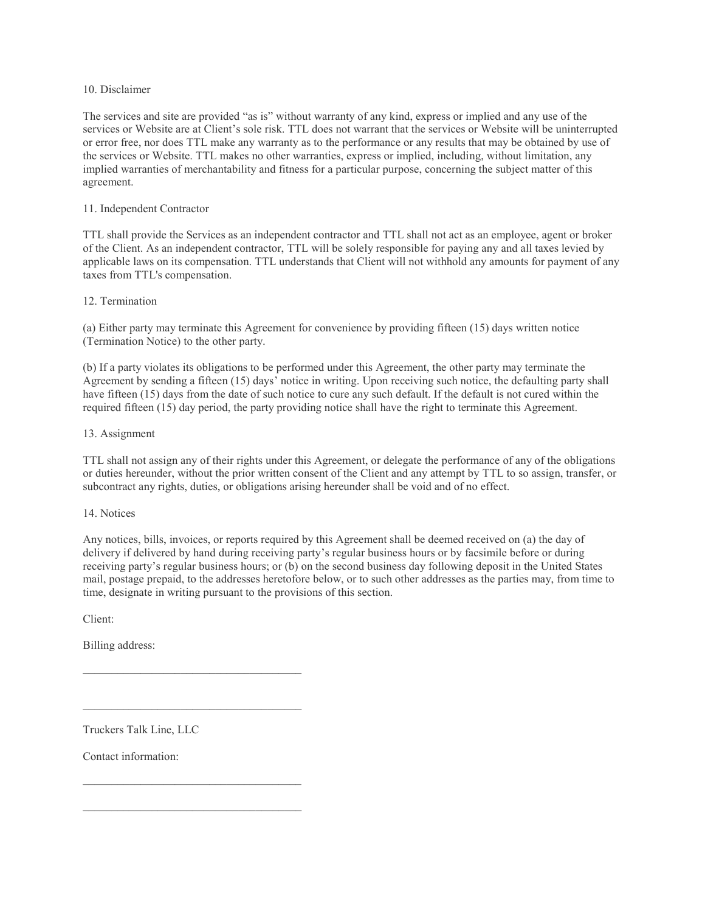## 10. Disclaimer

The services and site are provided "as is" without warranty of any kind, express or implied and any use of the services or Website are at Client's sole risk. TTL does not warrant that the services or Website will be uninterrupted or error free, nor does TTL make any warranty as to the performance or any results that may be obtained by use of the services or Website. TTL makes no other warranties, express or implied, including, without limitation, any implied warranties of merchantability and fitness for a particular purpose, concerning the subject matter of this agreement.

## 11. Independent Contractor

TTL shall provide the Services as an independent contractor and TTL shall not act as an employee, agent or broker of the Client. As an independent contractor, TTL will be solely responsible for paying any and all taxes levied by applicable laws on its compensation. TTL understands that Client will not withhold any amounts for payment of any taxes from TTL's compensation.

## 12. Termination

(a) Either party may terminate this Agreement for convenience by providing fifteen (15) days written notice (Termination Notice) to the other party.

(b) If a party violates its obligations to be performed under this Agreement, the other party may terminate the Agreement by sending a fifteen (15) days' notice in writing. Upon receiving such notice, the defaulting party shall have fifteen (15) days from the date of such notice to cure any such default. If the default is not cured within the required fifteen (15) day period, the party providing notice shall have the right to terminate this Agreement.

## 13. Assignment

TTL shall not assign any of their rights under this Agreement, or delegate the performance of any of the obligations or duties hereunder, without the prior written consent of the Client and any attempt by TTL to so assign, transfer, or subcontract any rights, duties, or obligations arising hereunder shall be void and of no effect.

## 14. Notices

Any notices, bills, invoices, or reports required by this Agreement shall be deemed received on (a) the day of delivery if delivered by hand during receiving party's regular business hours or by facsimile before or during receiving party's regular business hours; or (b) on the second business day following deposit in the United States mail, postage prepaid, to the addresses heretofore below, or to such other addresses as the parties may, from time to time, designate in writing pursuant to the provisions of this section.

Client:

Billing address:

\_\_\_\_\_\_\_\_\_\_\_\_\_\_\_\_\_\_\_\_\_\_\_\_\_\_\_\_\_\_\_\_\_\_\_\_\_\_

\_\_\_\_\_\_\_\_\_\_\_\_\_\_\_\_\_\_\_\_\_\_\_\_\_\_\_\_\_\_\_\_\_\_\_\_\_\_

Truckers Talk Line, LLC

Contact information:

\_\_\_\_\_\_\_\_\_\_\_\_\_\_\_\_\_\_\_\_\_\_\_\_\_\_\_\_\_\_\_\_\_\_\_\_\_\_

\_\_\_\_\_\_\_\_\_\_\_\_\_\_\_\_\_\_\_\_\_\_\_\_\_\_\_\_\_\_\_\_\_\_\_\_\_\_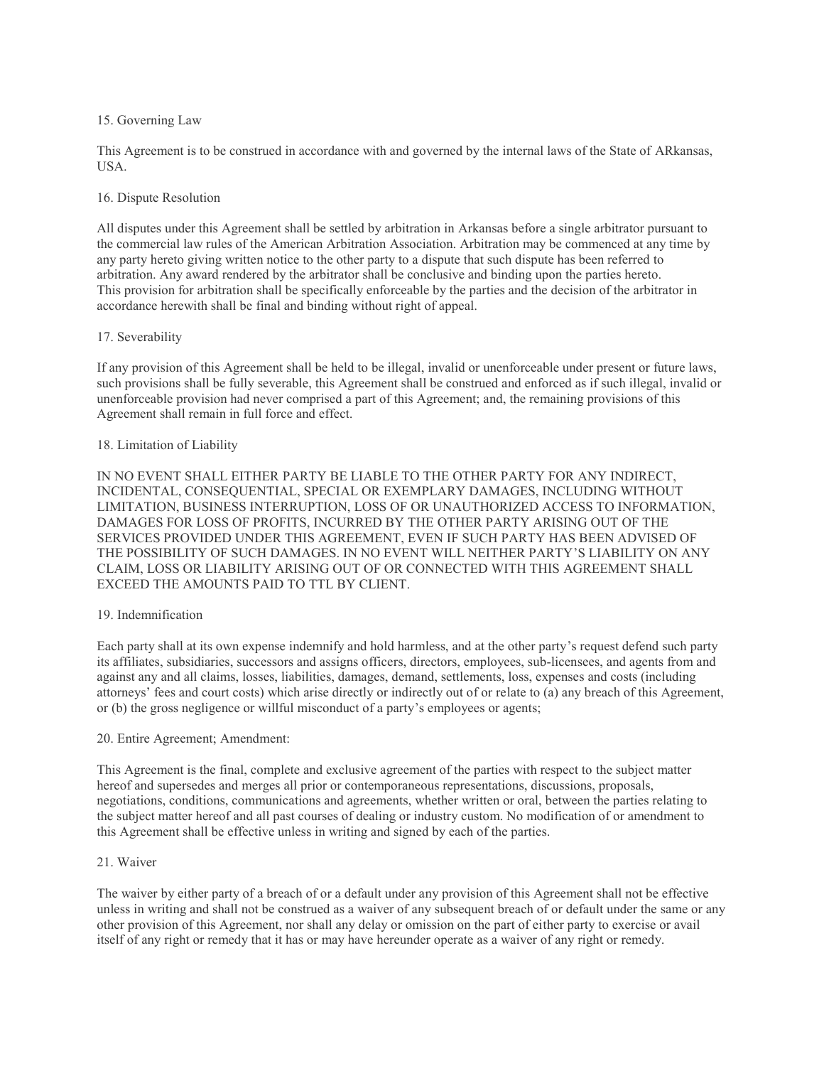## 15. Governing Law

This Agreement is to be construed in accordance with and governed by the internal laws of the State of ARkansas, USA.

## 16. Dispute Resolution

All disputes under this Agreement shall be settled by arbitration in Arkansas before a single arbitrator pursuant to the commercial law rules of the American Arbitration Association. Arbitration may be commenced at any time by any party hereto giving written notice to the other party to a dispute that such dispute has been referred to arbitration. Any award rendered by the arbitrator shall be conclusive and binding upon the parties hereto. This provision for arbitration shall be specifically enforceable by the parties and the decision of the arbitrator in accordance herewith shall be final and binding without right of appeal.

## 17. Severability

If any provision of this Agreement shall be held to be illegal, invalid or unenforceable under present or future laws, such provisions shall be fully severable, this Agreement shall be construed and enforced as if such illegal, invalid or unenforceable provision had never comprised a part of this Agreement; and, the remaining provisions of this Agreement shall remain in full force and effect.

## 18. Limitation of Liability

IN NO EVENT SHALL EITHER PARTY BE LIABLE TO THE OTHER PARTY FOR ANY INDIRECT, INCIDENTAL, CONSEQUENTIAL, SPECIAL OR EXEMPLARY DAMAGES, INCLUDING WITHOUT LIMITATION, BUSINESS INTERRUPTION, LOSS OF OR UNAUTHORIZED ACCESS TO INFORMATION, DAMAGES FOR LOSS OF PROFITS, INCURRED BY THE OTHER PARTY ARISING OUT OF THE SERVICES PROVIDED UNDER THIS AGREEMENT, EVEN IF SUCH PARTY HAS BEEN ADVISED OF THE POSSIBILITY OF SUCH DAMAGES. IN NO EVENT WILL NEITHER PARTY'S LIABILITY ON ANY CLAIM, LOSS OR LIABILITY ARISING OUT OF OR CONNECTED WITH THIS AGREEMENT SHALL EXCEED THE AMOUNTS PAID TO TTL BY CLIENT.

## 19. Indemnification

Each party shall at its own expense indemnify and hold harmless, and at the other party's request defend such party its affiliates, subsidiaries, successors and assigns officers, directors, employees, sub-licensees, and agents from and against any and all claims, losses, liabilities, damages, demand, settlements, loss, expenses and costs (including attorneys' fees and court costs) which arise directly or indirectly out of or relate to (a) any breach of this Agreement, or (b) the gross negligence or willful misconduct of a party's employees or agents;

## 20. Entire Agreement; Amendment:

This Agreement is the final, complete and exclusive agreement of the parties with respect to the subject matter hereof and supersedes and merges all prior or contemporaneous representations, discussions, proposals, negotiations, conditions, communications and agreements, whether written or oral, between the parties relating to the subject matter hereof and all past courses of dealing or industry custom. No modification of or amendment to this Agreement shall be effective unless in writing and signed by each of the parties.

## 21. Waiver

The waiver by either party of a breach of or a default under any provision of this Agreement shall not be effective unless in writing and shall not be construed as a waiver of any subsequent breach of or default under the same or any other provision of this Agreement, nor shall any delay or omission on the part of either party to exercise or avail itself of any right or remedy that it has or may have hereunder operate as a waiver of any right or remedy.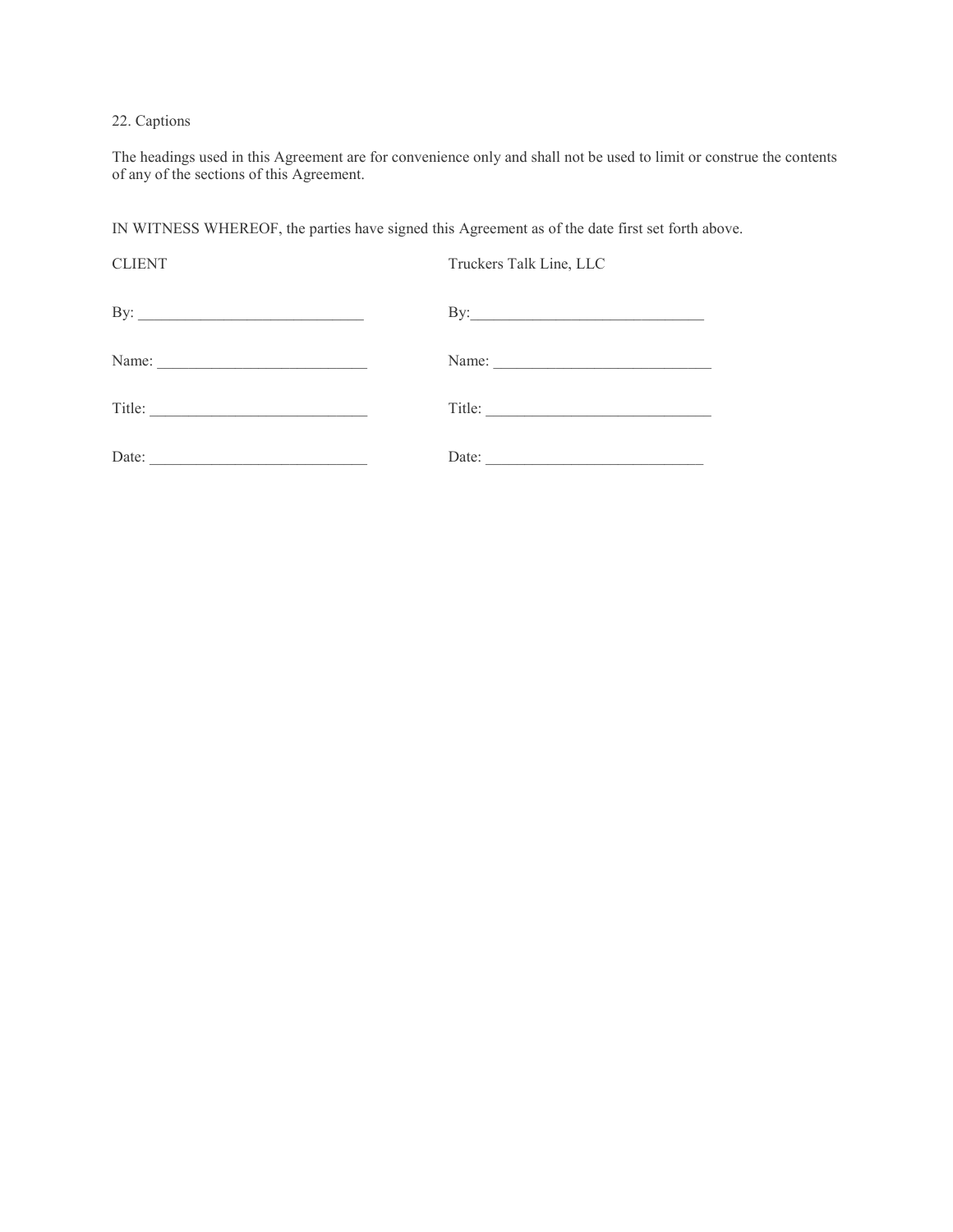22. Captions

The headings used in this Agreement are for convenience only and shall not be used to limit or construe the contents of any of the sections of this Agreement.

IN WITNESS WHEREOF, the parties have signed this Agreement as of the date first set forth above.

| | |
|---|---|
| CLIENT | Truckers Talk Line, LLC |
| By: _____________________________ | By:______________________________ |
| Name: ___________________________ | Name: ____________________________ |
| Title: ____________________________ | Title: _____________________________ |
| Date: ____________________________ | Date: ____________________________ |